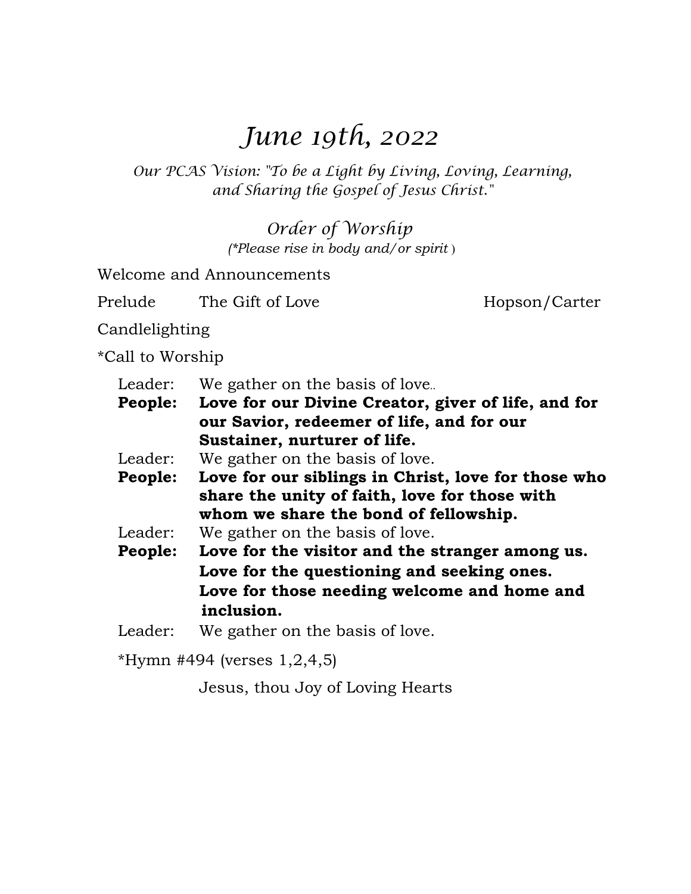# *June 19th, 2022*

*Our PCAS Vision: "To be a Light by Living, Loving, Learning, and Sharing the Gospel of Jesus Christ."*

## *Order of Worship*

*(\*Please rise in body and/or spirit )*

Welcome and Announcements

Prelude The Gift of Love Hopson/Carter

Candlelighting

*Call to Worship

Leader: We gather on the basis of love..

**People: Love for our Divine Creator, giver of life, and for our Savior, redeemer of life, and for our Sustainer, nurturer of life.**

Leader: We gather on the basis of love.

**People: Love for our siblings in Christ, love for those who share the unity of faith, love for those with whom we share the bond of fellowship.**

Leader: We gather on the basis of love.

**People: Love for the visitor and the stranger among us. Love for the questioning and seeking ones. Love for those needing welcome and home and inclusion.**

Leader: We gather on the basis of love.

*Hymn #494 (verses 1,2,4,5)

Jesus, thou Joy of Loving Hearts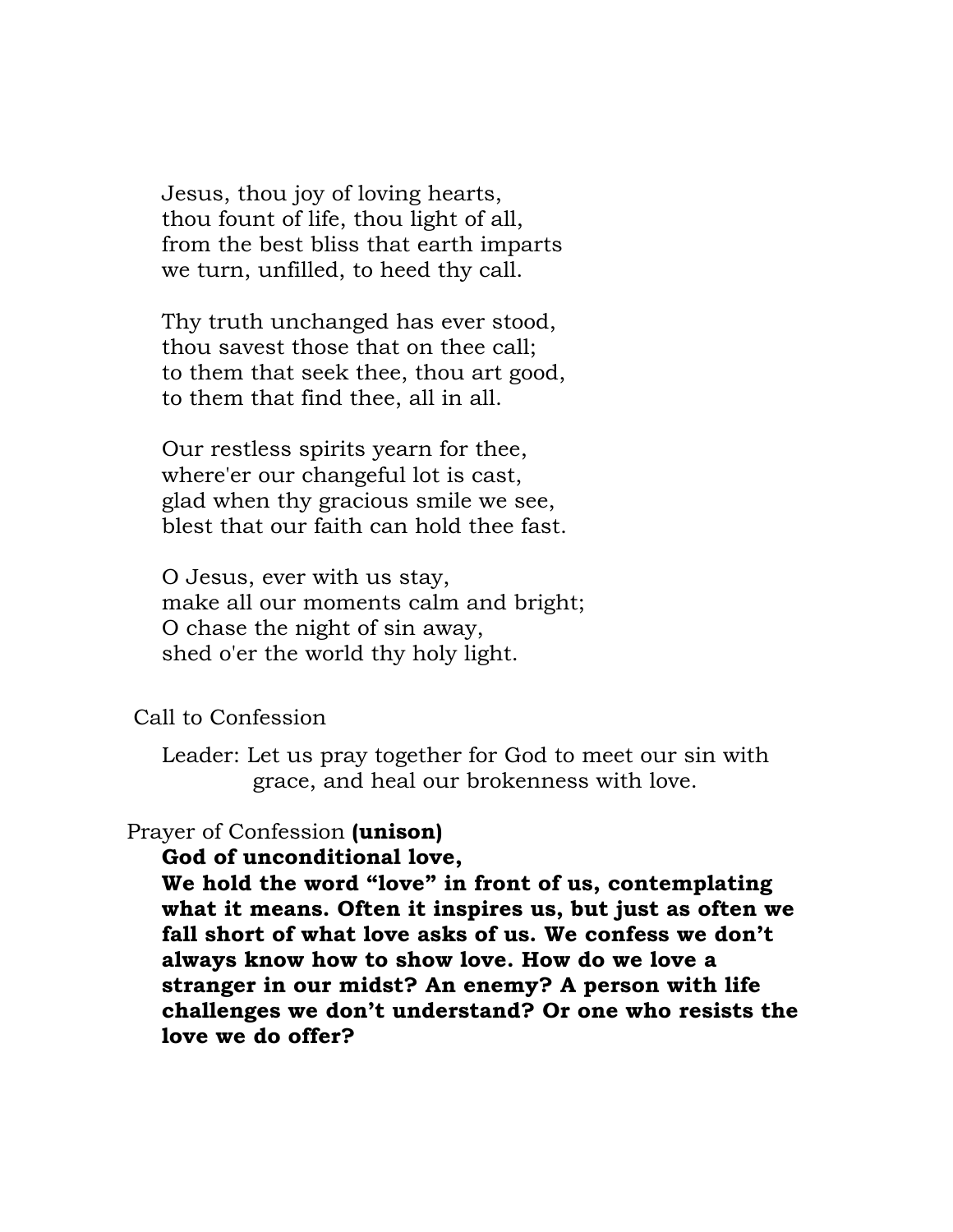Jesus, thou joy of loving hearts,
thou fount of life, thou light of all,
from the best bliss that earth imparts
we turn, unfilled, to heed thy call.

Thy truth unchanged has ever stood,
thou savest those that on thee call;
to them that seek thee, thou art good,
to them that find thee, all in all.

Our restless spirits yearn for thee,
where'er our changeful lot is cast,
glad when thy gracious smile we see,
blest that our faith can hold thee fast.

O Jesus, ever with us stay,
make all our moments calm and bright;
O chase the night of sin away,
shed o'er the world thy holy light.

Call to Confession

Leader: Let us pray together for God to meet our sin with grace, and heal our brokenness with love.

Prayer of Confession **(unison)**

**God of unconditional love,**
**We hold the word "love" in front of us, contemplating what it means. Often it inspires us, but just as often we fall short of what love asks of us. We confess we don't always know how to show love. How do we love a stranger in our midst? An enemy? A person with life challenges we don't understand? Or one who resists the love we do offer?**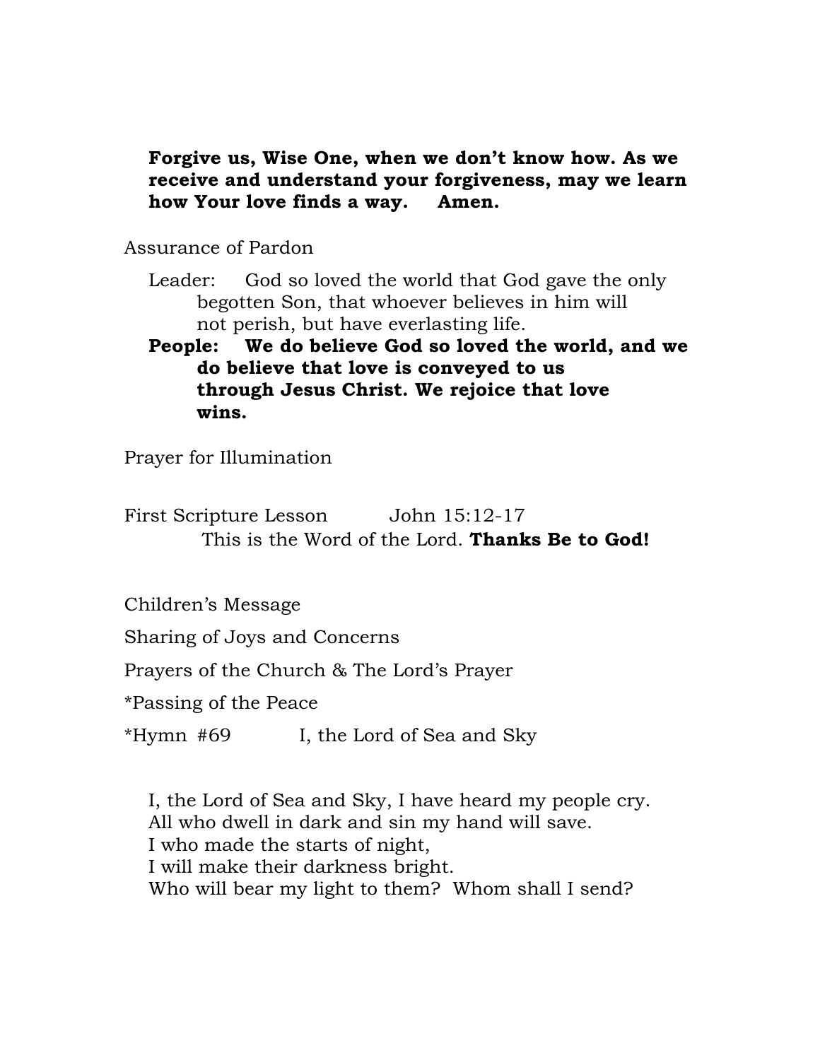**Forgive us, Wise One, when we don't know how. As we receive and understand your forgiveness, may we learn how Your love finds a way. Amen.**

Assurance of Pardon

Leader: God so loved the world that God gave the only begotten Son, that whoever believes in him will not perish, but have everlasting life.

**People: We do believe God so loved the world, and we do believe that love is conveyed to us through Jesus Christ. We rejoice that love wins.**

Prayer for Illumination

First Scripture Lesson John 15:12-17

This is the Word of the Lord. **Thanks Be to God!**

Children's Message

Sharing of Joys and Concerns

Prayers of the Church & The Lord's Prayer

*Passing of the Peace

*Hymn #69 I, the Lord of Sea and Sky

I, the Lord of Sea and Sky, I have heard my people cry.
All who dwell in dark and sin my hand will save.
I who made the starts of night,
I will make their darkness bright.
Who will bear my light to them? Whom shall I send?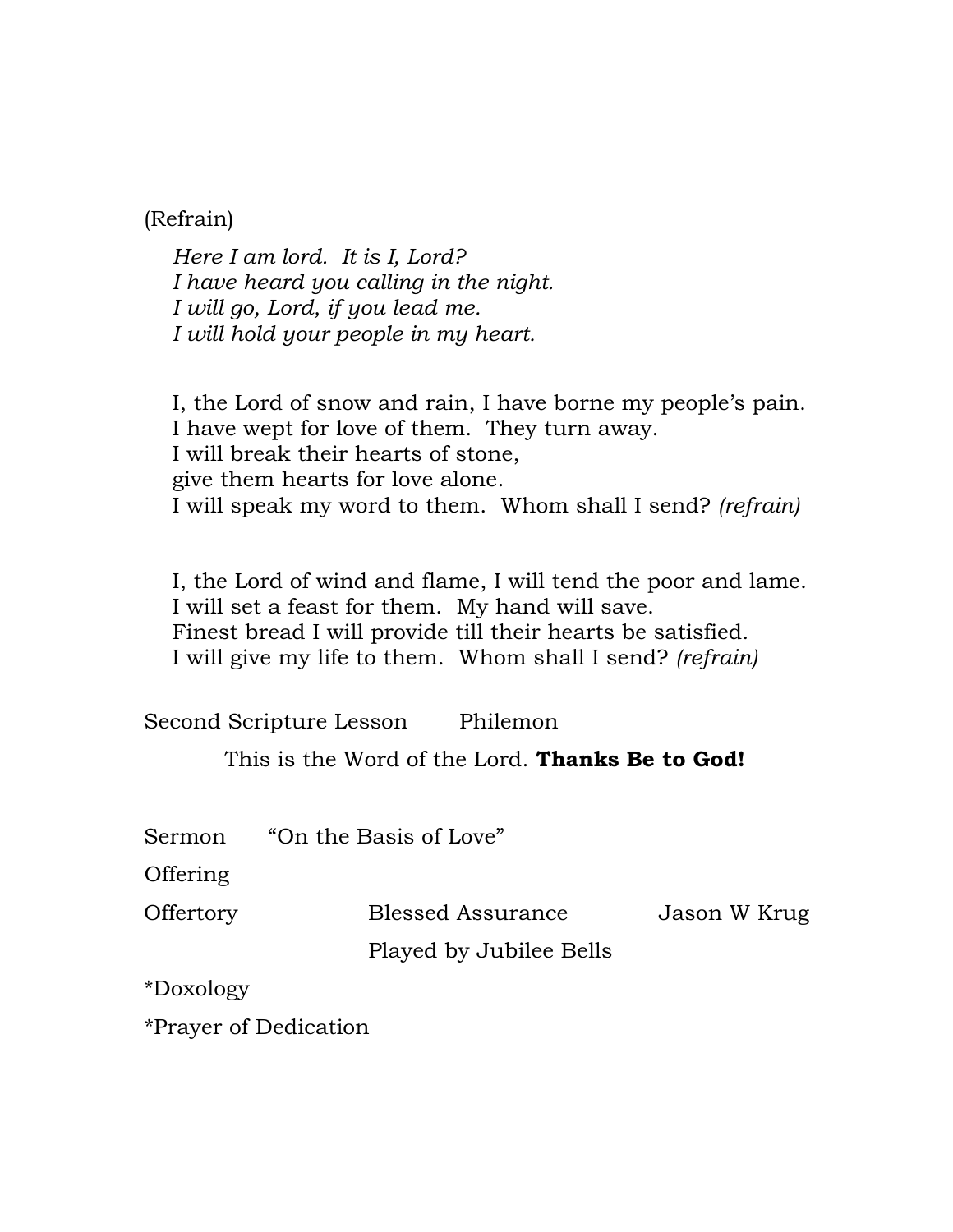(Refrain)

*Here I am lord.  It is I, Lord?*
*I have heard you calling in the night.*
*I will go, Lord, if you lead me.*
*I will hold your people in my heart.*

I, the Lord of snow and rain, I have borne my people's pain.
I have wept for love of them.  They turn away.
I will break their hearts of stone,
give them hearts for love alone.
I will speak my word to them.  Whom shall I send? *(refrain)*

I, the Lord of wind and flame, I will tend the poor and lame.
I will set a feast for them.  My hand will save.
Finest bread I will provide till their hearts be satisfied.
I will give my life to them.  Whom shall I send? *(refrain)*

Second Scripture Lesson        Philemon

This is the Word of the Lord. **Thanks Be to God!**

Sermon      "On the Basis of Love"

Offering

Offertory        Blessed Assurance        Jason W Krug

Played by Jubilee Bells

*Doxology

*Prayer of Dedication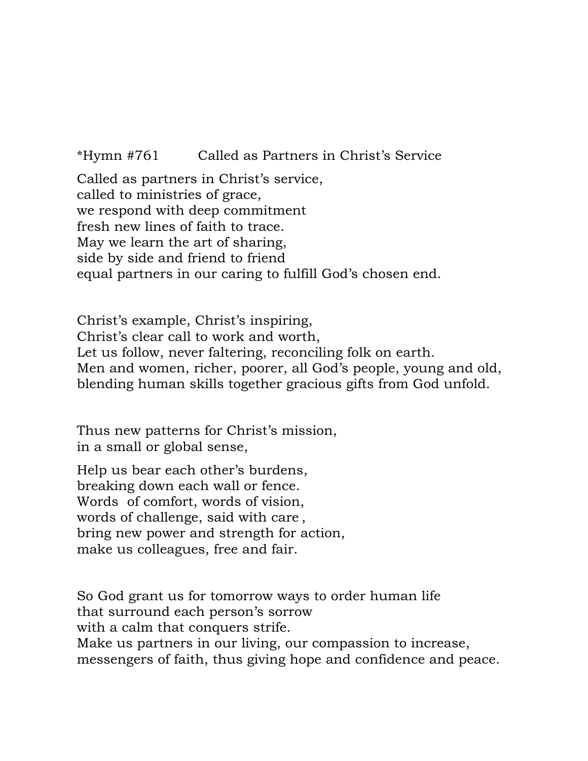*Hymn #761 Called as Partners in Christ's Service

Called as partners in Christ's service,  
called to ministries of grace,  
we respond with deep commitment  
fresh new lines of faith to trace.  
May we learn the art of sharing,  
side by side and friend to friend  
equal partners in our caring to fulfill God's chosen end.

Christ's example, Christ's inspiring,  
Christ's clear call to work and worth,  
Let us follow, never faltering, reconciling folk on earth.  
Men and women, richer, poorer, all God's people, young and old,  
blending human skills together gracious gifts from God unfold.

Thus new patterns for Christ's mission,  
in a small or global sense,

Help us bear each other's burdens,  
breaking down each wall or fence.  
Words of comfort, words of vision,  
words of challenge, said with care ,  
bring new power and strength for action,  
make us colleagues, free and fair.

So God grant us for tomorrow ways to order human life  
that surround each person's sorrow  
with a calm that conquers strife.  
Make us partners in our living, our compassion to increase,  
messengers of faith, thus giving hope and confidence and peace.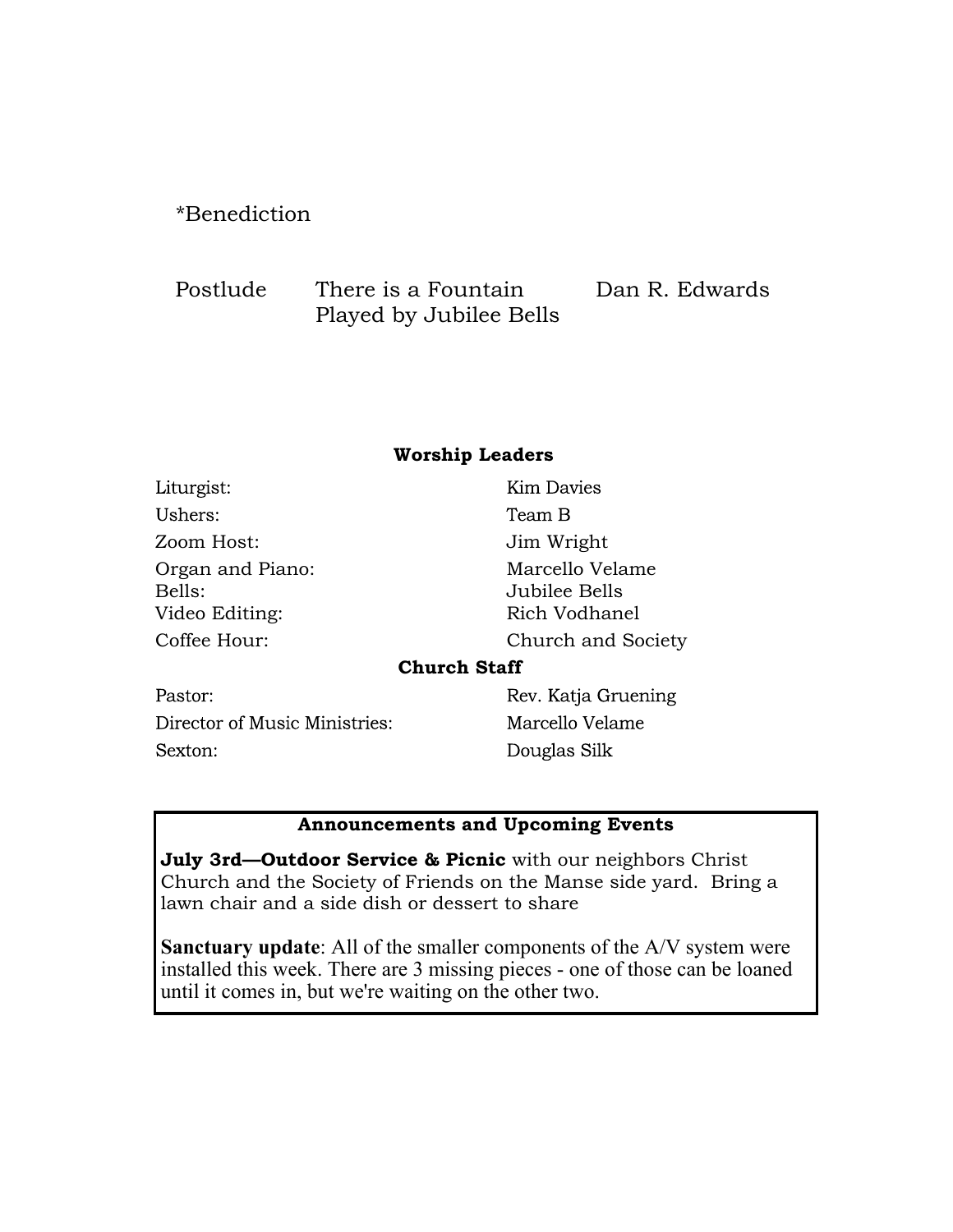*Benediction

Postlude — There is a Fountain — Dan R. Edwards
Played by Jubilee Bells

## Worship Leaders

| | |
|---|---|
| Liturgist: | Kim Davies |
| Ushers: | Team B |
| Zoom Host: | Jim Wright |
| Organ and Piano: | Marcello Velame |
| Bells: | Jubilee Bells |
| Video Editing: | Rich Vodhanel |
| Coffee Hour: | Church and Society |

## Church Staff

| | |
|---|---|
| Pastor: | Rev. Katja Gruening |
| Director of Music Ministries: | Marcello Velame |
| Sexton: | Douglas Silk |

## Announcements and Upcoming Events

**July 3rd—Outdoor Service & Picnic** with our neighbors Christ Church and the Society of Friends on the Manse side yard. Bring a lawn chair and a side dish or dessert to share

**Sanctuary update**: All of the smaller components of the A/V system were installed this week. There are 3 missing pieces - one of those can be loaned until it comes in, but we're waiting on the other two.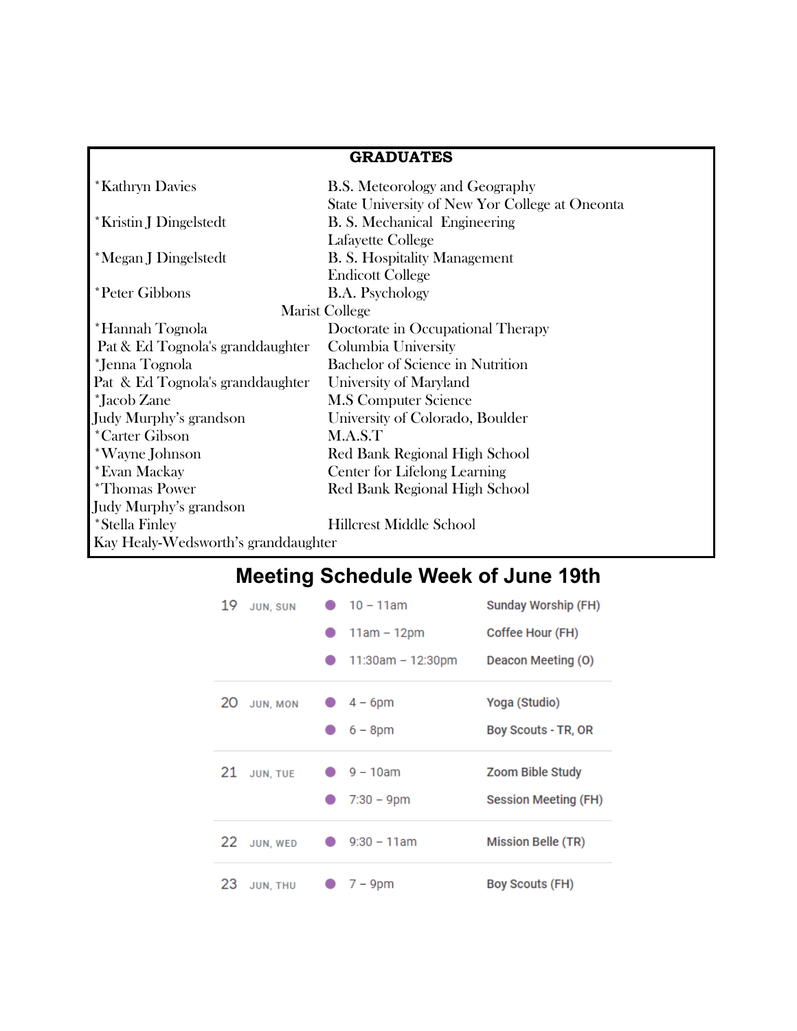## GRADUATES

| | |
|---|---|
| *Kathryn Davies | B.S. Meteorology and Geography<br>State University of New Yor College at Oneonta |
| *Kristin J Dingelstedt | B. S. Mechanical Engineering<br>Lafayette College |
| *Megan J Dingelstedt | B. S. Hospitality Management<br>Endicott College |
| *Peter Gibbons | B.A. Psychology<br>Marist College |
| *Hannah Tognola<br>Pat & Ed Tognola's granddaughter | Doctorate in Occupational Therapy<br>Columbia University |
| *Jenna Tognola<br>Pat & Ed Tognola's granddaughter | Bachelor of Science in Nutrition<br>University of Maryland |
| *Jacob Zane<br>Judy Murphy's grandson | M.S Computer Science<br>University of Colorado, Boulder |
| *Carter Gibson | M.A.S.T |
| *Wayne Johnson | Red Bank Regional High School |
| *Evan Mackay | Center for Lifelong Learning |
| *Thomas Power<br>Judy Murphy's grandson | Red Bank Regional High School |
| *Stella Finley<br>Kay Healy-Wedsworth's granddaughter | Hillcrest Middle School |

## Meeting Schedule Week of June 19th

| | | |
|---|---|---|
| 19 JUN, SUN | 10 – 11am | Sunday Worship (FH) |
| | 11am – 12pm | Coffee Hour (FH) |
| | 11:30am – 12:30pm | Deacon Meeting (O) |
| 20 JUN, MON | 4 – 6pm | Yoga (Studio) |
| | 6 – 8pm | Boy Scouts - TR, OR |
| 21 JUN, TUE | 9 – 10am | Zoom Bible Study |
| | 7:30 – 9pm | Session Meeting (FH) |
| 22 JUN, WED | 9:30 – 11am | Mission Belle (TR) |
| 23 JUN, THU | 7 – 9pm | Boy Scouts (FH) |